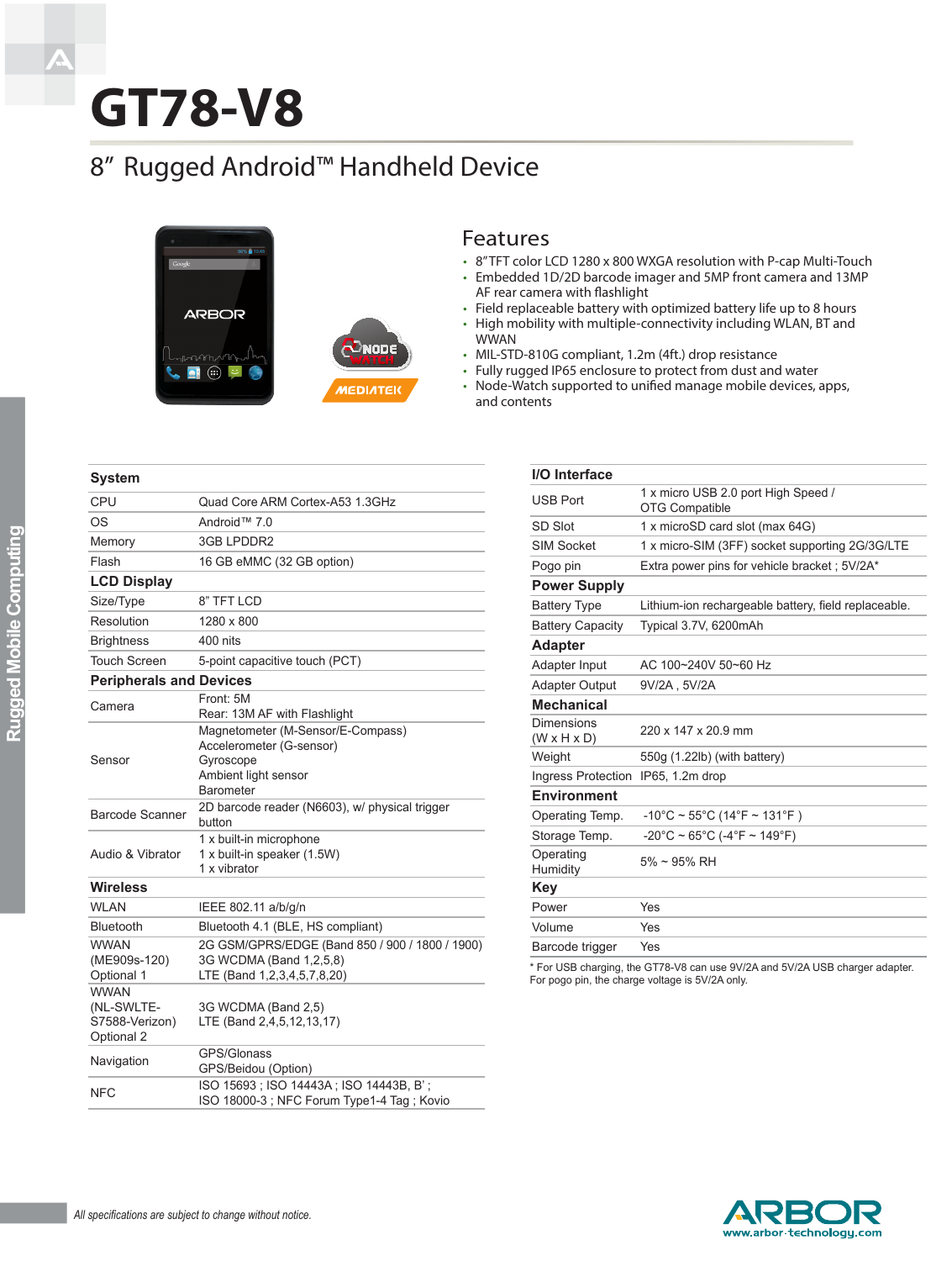# GT78-V8

## 8" Rugged Android™ Handheld Device

## Features

- 8"TFT color LCD 1280 x 800 WXGA resolution with P-cap Multi-Touch
- Embedded 1D/2D barcode imager and 5MP front camera and 13MP AF rear camera with flashlight
- Field replaceable battery with optimized battery life up to 8 hours
- High mobility with multiple-connectivity including WLAN, BT and WWAN
- MIL-STD-810G compliant, 1.2m (4ft.) drop resistance
- Fully rugged IP65 enclosure to protect from dust and water
- Node-Watch supported to unified manage mobile devices, apps, and contents

| **System** | |
|---|---|
| CPU | Quad Core ARM Cortex-A53 1.3GHz |
| OS | Android™ 7.0 |
| Memory | 3GB LPDDR2 |
| Flash | 16 GB eMMC (32 GB option) |
| **LCD Display** | |
| Size/Type | 8" TFT LCD |
| Resolution | 1280 x 800 |
| Brightness | 400 nits |
| Touch Screen | 5-point capacitive touch (PCT) |
| **Peripherals and Devices** | |
| Camera | Front: 5M<br>Rear: 13M AF with Flashlight |
| Sensor | Magnetometer (M-Sensor/E-Compass)<br>Accelerometer (G-sensor)<br>Gyroscope<br>Ambient light sensor<br>Barometer |
| Barcode Scanner | 2D barcode reader (N6603), w/ physical trigger button |
| Audio & Vibrator | 1 x built-in microphone<br>1 x built-in speaker (1.5W)<br>1 x vibrator |
| **Wireless** | |
| WLAN | IEEE 802.11 a/b/g/n |
| Bluetooth | Bluetooth 4.1 (BLE, HS compliant) |
| WWAN (ME909s-120) Optional 1 | 2G GSM/GPRS/EDGE (Band 850 / 900 / 1800 / 1900)<br>3G WCDMA (Band 1,2,5,8)<br>LTE (Band 1,2,3,4,5,7,8,20) |
| WWAN (NL-SWLTE-S7588-Verizon) Optional 2 | 3G WCDMA (Band 2,5)<br>LTE (Band 2,4,5,12,13,17) |
| Navigation | GPS/Glonass<br>GPS/Beidou (Option) |
| NFC | ISO 15693 ; ISO 14443A ; ISO 14443B, B' ;<br>ISO 18000-3 ; NFC Forum Type1-4 Tag ; Kovio |

| **I/O Interface** | |
|---|---|
| USB Port | 1 x micro USB 2.0 port High Speed / OTG Compatible |
| SD Slot | 1 x microSD card slot (max 64G) |
| SIM Socket | 1 x micro-SIM (3FF) socket supporting 2G/3G/LTE |
| Pogo pin | Extra power pins for vehicle bracket ; 5V/2A* |
| **Power Supply** | |
| Battery Type | Lithium-ion rechargeable battery, field replaceable. |
| Battery Capacity | Typical 3.7V, 6200mAh |
| **Adapter** | |
| Adapter Input | AC 100~240V 50~60 Hz |
| Adapter Output | 9V/2A , 5V/2A |
| **Mechanical** | |
| Dimensions (W x H x D) | 220 x 147 x 20.9 mm |
| Weight | 550g (1.22lb) (with battery) |
| Ingress Protection | IP65, 1.2m drop |
| **Environment** | |
| Operating Temp. | -10°C ~ 55°C (14°F ~ 131°F ) |
| Storage Temp. | -20°C ~ 65°C (-4°F ~ 149°F) |
| Operating Humidity | 5% ~ 95% RH |
| **Key** | |
| Power | Yes |
| Volume | Yes |
| Barcode trigger | Yes |

* For USB charging, the GT78-V8 can use 9V/2A and 5V/2A USB charger adapter. For pogo pin, the charge voltage is 5V/2A only.

*All specifications are subject to change without notice.*

www.arbor-technology.com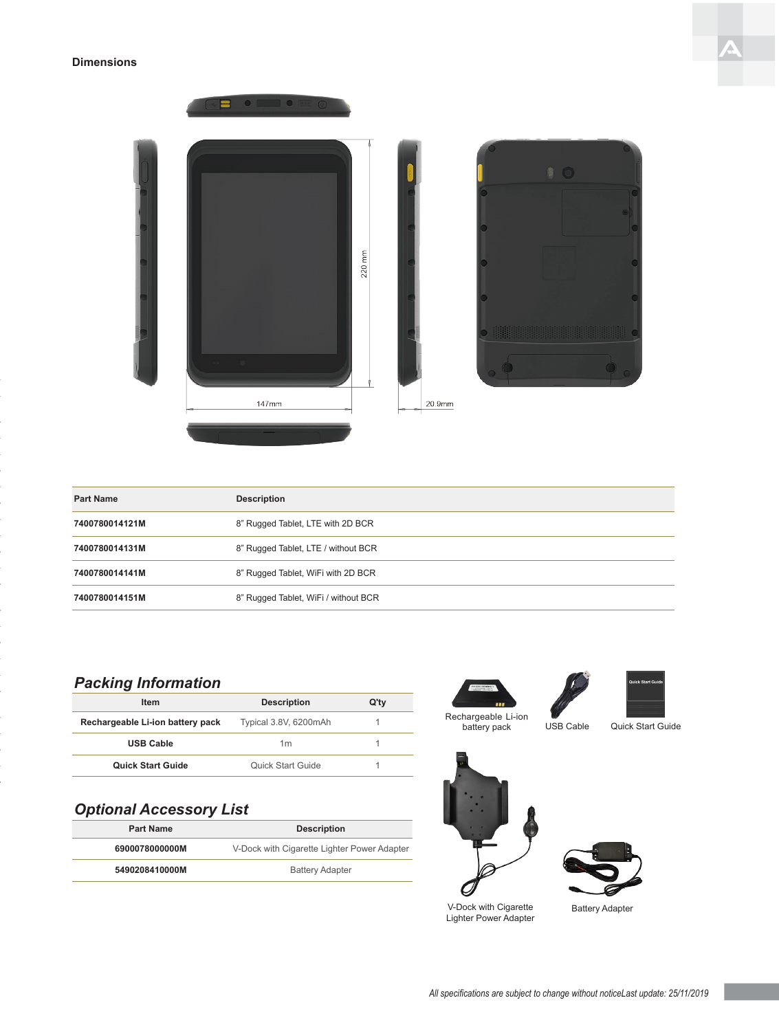## Dimensions

220 mm

147mm

20.9mm

| Part Name | Description |
| --- | --- |
| 7400780014121M | 8" Rugged Tablet, LTE with 2D BCR |
| 7400780014131M | 8" Rugged Tablet, LTE / without BCR |
| 7400780014141M | 8" Rugged Tablet, WiFi with 2D BCR |
| 7400780014151M | 8" Rugged Tablet, WiFi / without BCR |

## *Packing Information*

| Item | Description | Q'ty |
| --- | --- | --- |
| Rechargeable Li-ion battery pack | Typical 3.8V, 6200mAh | 1 |
| USB Cable | 1m | 1 |
| Quick Start Guide | Quick Start Guide | 1 |

Rechargeable Li-ion battery pack

USB Cable

Quick Start Guide

## *Optional Accessory List*

| Part Name | Description |
| --- | --- |
| 6900078000000M | V-Dock with Cigarette Lighter Power Adapter |
| 5490208410000M | Battery Adapter |

V-Dock with Cigarette Lighter Power Adapter

Battery Adapter

*All specifications are subject to change without noticeLast update: 25/11/2019*